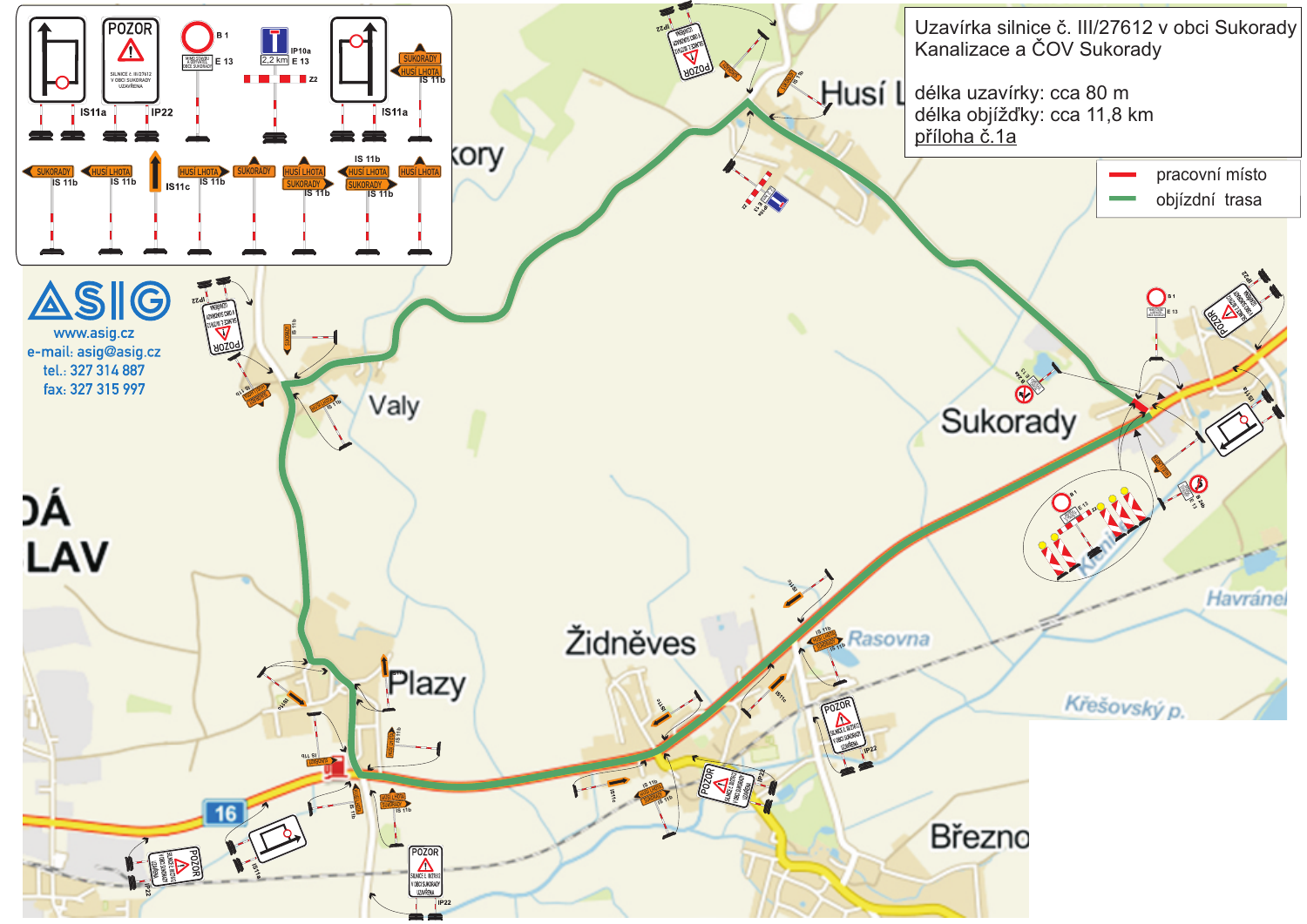# Uzavírka silnice č. III/27612 v obci Sukorady

## Kanalizace a ČOV Sukorady

délka uzavírky: cca 80 m

délka objížďky: cca 11,8 km

příloha č.1a

- pracovní místo
- objízdní trasa

ASIG

www.asig.cz

e-mail: asig@asig.cz

tel.: 327 314 887

fax: 327 315 997

IS11a, IP22, B 1, E 13, IP10a, E 13, Z2, IS11a, IS 11b, IS 11b, IS 11b, IS11c, IS 11b, IS 11b, IS 11b, IS 11b

POZOR – SILNICE č. III/27612 V OBCI SUKORADY UZAVŘENA

SUKORADY, HUSÍ LHOTA

Husí Lhota, Valy, Plazy, Židněves, Sukorady, Rasovna, Havránek, Křešovský p., Březno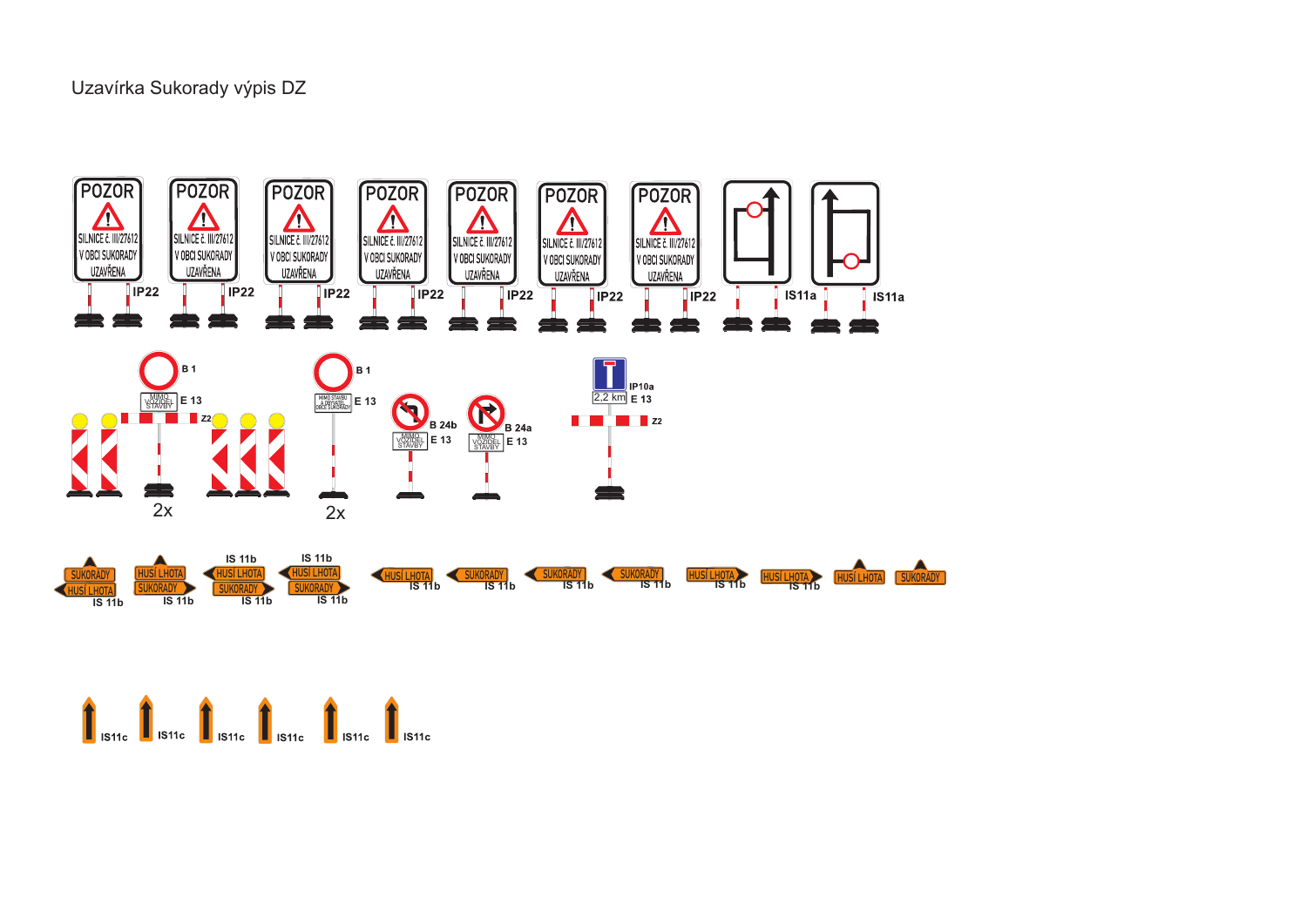Uzavírka Sukorady výpis DZ

POZOR
SILNICE č. III/27612
V OBCI SUKORADY
UZAVŘENA
IP22

POZOR
SILNICE č. III/27612
V OBCI SUKORADY
UZAVŘENA
IP22

POZOR
SILNICE č. III/27612
V OBCI SUKORADY
UZAVŘENA
IP22

POZOR
SILNICE č. III/27612
V OBCI SUKORADY
UZAVŘENA
IP22

POZOR
SILNICE č. III/27612
V OBCI SUKORADY
UZAVŘENA
IP22

POZOR
SILNICE č. III/27612
V OBCI SUKORADY
UZAVŘENA
IP22

POZOR
SILNICE č. III/27612
V OBCI SUKORADY
UZAVŘENA
IP22

IS11a

IS11a

B 1
MIMO VOZIDEL STAVBY
E 13
Z2
2x

B 1
MIMO STAVBU A DOPRAVNÍ OBSLUHY SUKORADY
E 13
2x

B 24b
MIMO VOZIDEL STAVBY
E 13

B 24a
MIMO VOZIDEL STAVBY
E 13

IP10a
2,2 km
E 13
Z2

SUKORADY
HUSÍ LHOTA
IS 11b

HUSÍ LHOTA
SUKORADY
IS 11b

IS 11b
HUSÍ LHOTA
SUKORADY
IS 11b

IS 11b
HUSÍ LHOTA
SUKORADY
IS 11b

HUSÍ LHOTA
IS 11b

SUKORADY
IS 11b

SUKORADY
IS 11b

SUKORADY
IS 11b

HUSÍ LHOTA
IS 11b

HUSÍ LHOTA
IS 11b

HUSÍ LHOTA

SUKORADY

IS11c

IS11c

IS11c

IS11c

IS11c

IS11c